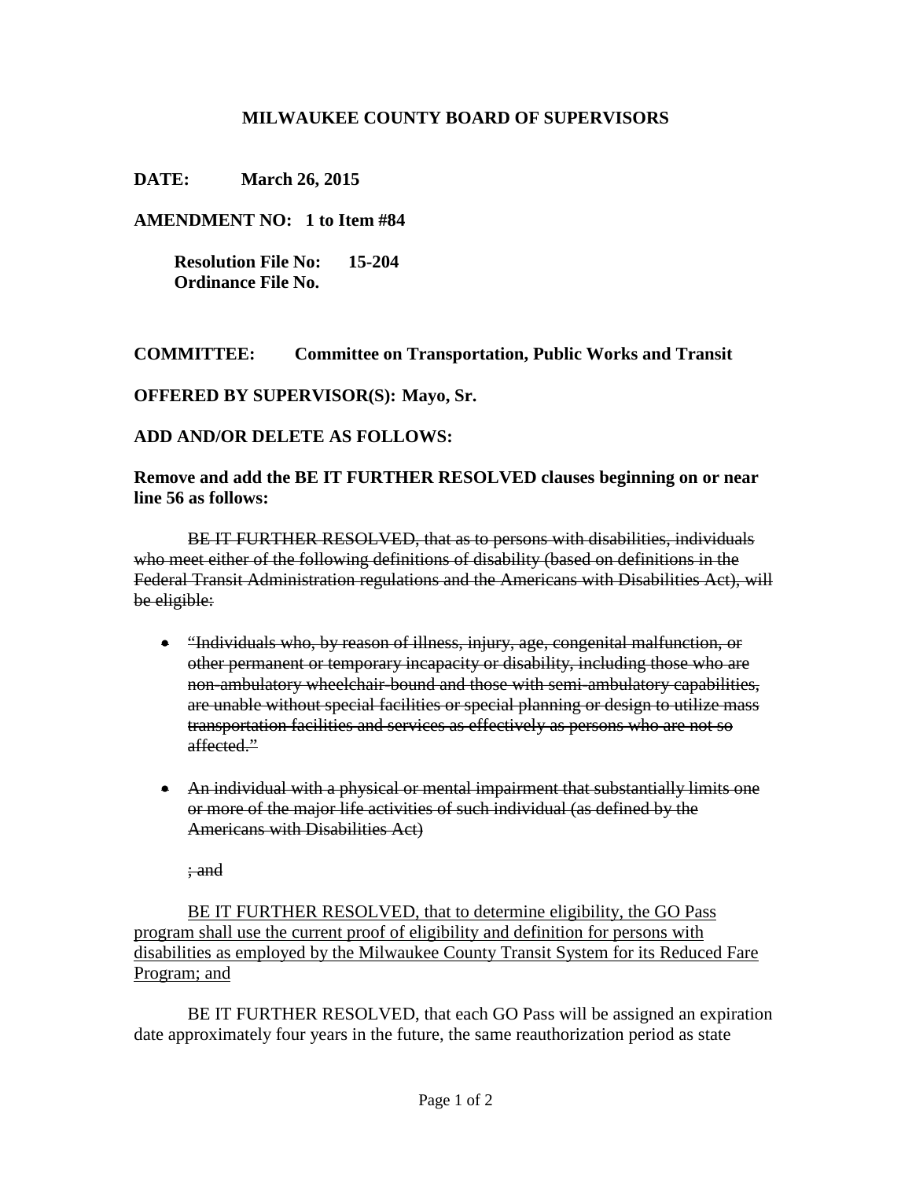**MILWAUKEE COUNTY BOARD OF SUPERVISORS**

**DATE:** **March 26, 2015**

**AMENDMENT NO: 1 to Item #84**

**Resolution File No: 15-204**
**Ordinance File No.**

**COMMITTEE:** **Committee on Transportation, Public Works and Transit**

**OFFERED BY SUPERVISOR(S): Mayo, Sr.**

**ADD AND/OR DELETE AS FOLLOWS:**

**Remove and add the BE IT FURTHER RESOLVED clauses beginning on or near line 56 as follows:**

~~BE IT FURTHER RESOLVED, that as to persons with disabilities, individuals who meet either of the following definitions of disability (based on definitions in the Federal Transit Administration regulations and the Americans with Disabilities Act), will be eligible:~~

- ~~"Individuals who, by reason of illness, injury, age, congenital malfunction, or other permanent or temporary incapacity or disability, including those who are non-ambulatory wheelchair-bound and those with semi-ambulatory capabilities, are unable without special facilities or special planning or design to utilize mass transportation facilities and services as effectively as persons who are not so affected."~~

- ~~An individual with a physical or mental impairment that substantially limits one or more of the major life activities of such individual (as defined by the Americans with Disabilities Act)~~

~~; and~~

<u>BE IT FURTHER RESOLVED, that to determine eligibility, the GO Pass program shall use the current proof of eligibility and definition for persons with disabilities as employed by the Milwaukee County Transit System for its Reduced Fare Program; and</u>

BE IT FURTHER RESOLVED, that each GO Pass will be assigned an expiration date approximately four years in the future, the same reauthorization period as state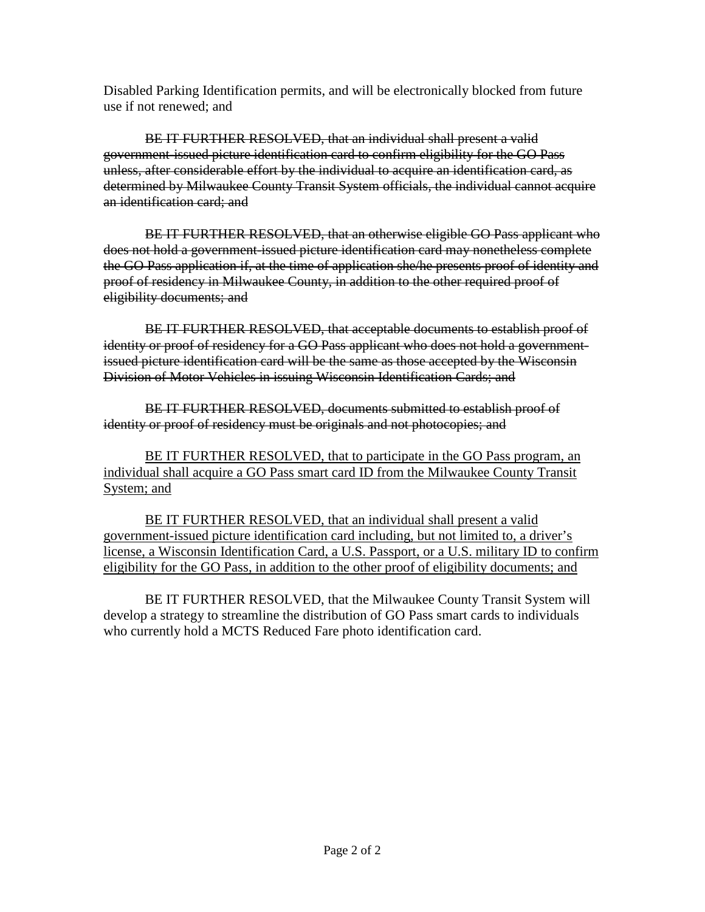Disabled Parking Identification permits, and will be electronically blocked from future use if not renewed; and

~~BE IT FURTHER RESOLVED, that an individual shall present a valid government-issued picture identification card to confirm eligibility for the GO Pass unless, after considerable effort by the individual to acquire an identification card, as determined by Milwaukee County Transit System officials, the individual cannot acquire an identification card; and~~

~~BE IT FURTHER RESOLVED, that an otherwise eligible GO Pass applicant who does not hold a government-issued picture identification card may nonetheless complete the GO Pass application if, at the time of application she/he presents proof of identity and proof of residency in Milwaukee County, in addition to the other required proof of eligibility documents; and~~

~~BE IT FURTHER RESOLVED, that acceptable documents to establish proof of identity or proof of residency for a GO Pass applicant who does not hold a government-issued picture identification card will be the same as those accepted by the Wisconsin Division of Motor Vehicles in issuing Wisconsin Identification Cards; and~~

~~BE IT FURTHER RESOLVED, documents submitted to establish proof of identity or proof of residency must be originals and not photocopies; and~~

<u>BE IT FURTHER RESOLVED, that to participate in the GO Pass program, an individual shall acquire a GO Pass smart card ID from the Milwaukee County Transit System; and</u>

<u>BE IT FURTHER RESOLVED, that an individual shall present a valid government-issued picture identification card including, but not limited to, a driver's license, a Wisconsin Identification Card, a U.S. Passport, or a U.S. military ID to confirm eligibility for the GO Pass, in addition to the other proof of eligibility documents; and</u>

BE IT FURTHER RESOLVED, that the Milwaukee County Transit System will develop a strategy to streamline the distribution of GO Pass smart cards to individuals who currently hold a MCTS Reduced Fare photo identification card.